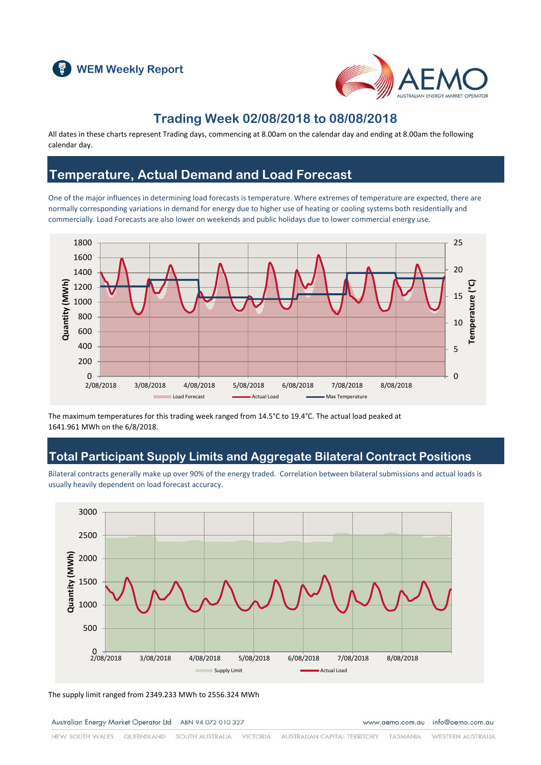WEM Weekly Report

# Trading Week 02/08/2018 to 08/08/2018

All dates in these charts represent Trading days, commencing at 8.00am on the calendar day and ending at 8.00am the following calendar day.

## Temperature, Actual Demand and Load Forecast

One of the major influences in determining load forecasts is temperature. Where extremes of temperature are expected, there are normally corresponding variations in demand for energy due to higher use of heating or cooling systems both residentially and commercially. Load Forecasts are also lower on weekends and public holidays due to lower commercial energy use.

The maximum temperatures for this trading week ranged from 14.5°C to 19.4°C. The actual load peaked at 1641.961 MWh on the 6/8/2018.

## Total Participant Supply Limits and Aggregate Bilateral Contract Positions

Bilateral contracts generally make up over 90% of the energy traded. Correlation between bilateral submissions and actual loads is usually heavily dependent on load forecast accuracy.

The supply limit ranged from 2349.233 MWh to 2556.324 MWh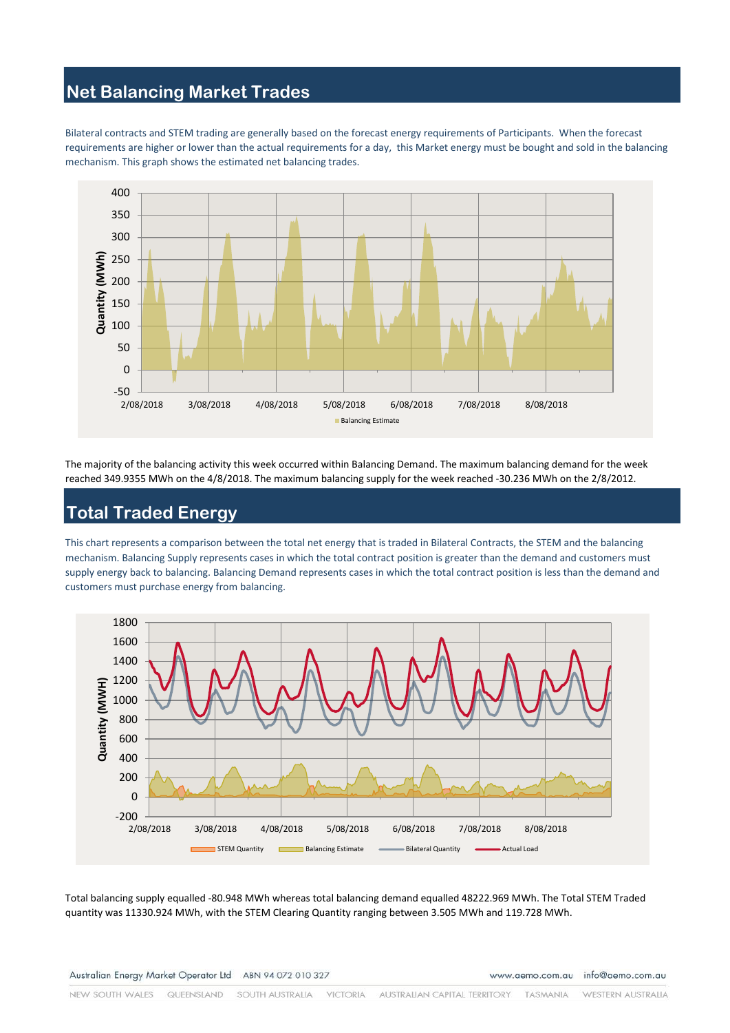## Net Balancing Market Trades

Bilateral contracts and STEM trading are generally based on the forecast energy requirements of Participants. When the forecast requirements are higher or lower than the actual requirements for a day, this Market energy must be bought and sold in the balancing mechanism. This graph shows the estimated net balancing trades.

The majority of the balancing activity this week occurred within Balancing Demand. The maximum balancing demand for the week reached 349.9355 MWh on the 4/8/2018. The maximum balancing supply for the week reached -30.236 MWh on the 2/8/2012.

## Total Traded Energy

This chart represents a comparison between the total net energy that is traded in Bilateral Contracts, the STEM and the balancing mechanism. Balancing Supply represents cases in which the total contract position is greater than the demand and customers must supply energy back to balancing. Balancing Demand represents cases in which the total contract position is less than the demand and customers must purchase energy from balancing.

Total balancing supply equalled -80.948 MWh whereas total balancing demand equalled 48222.969 MWh. The Total STEM Traded quantity was 11330.924 MWh, with the STEM Clearing Quantity ranging between 3.505 MWh and 119.728 MWh.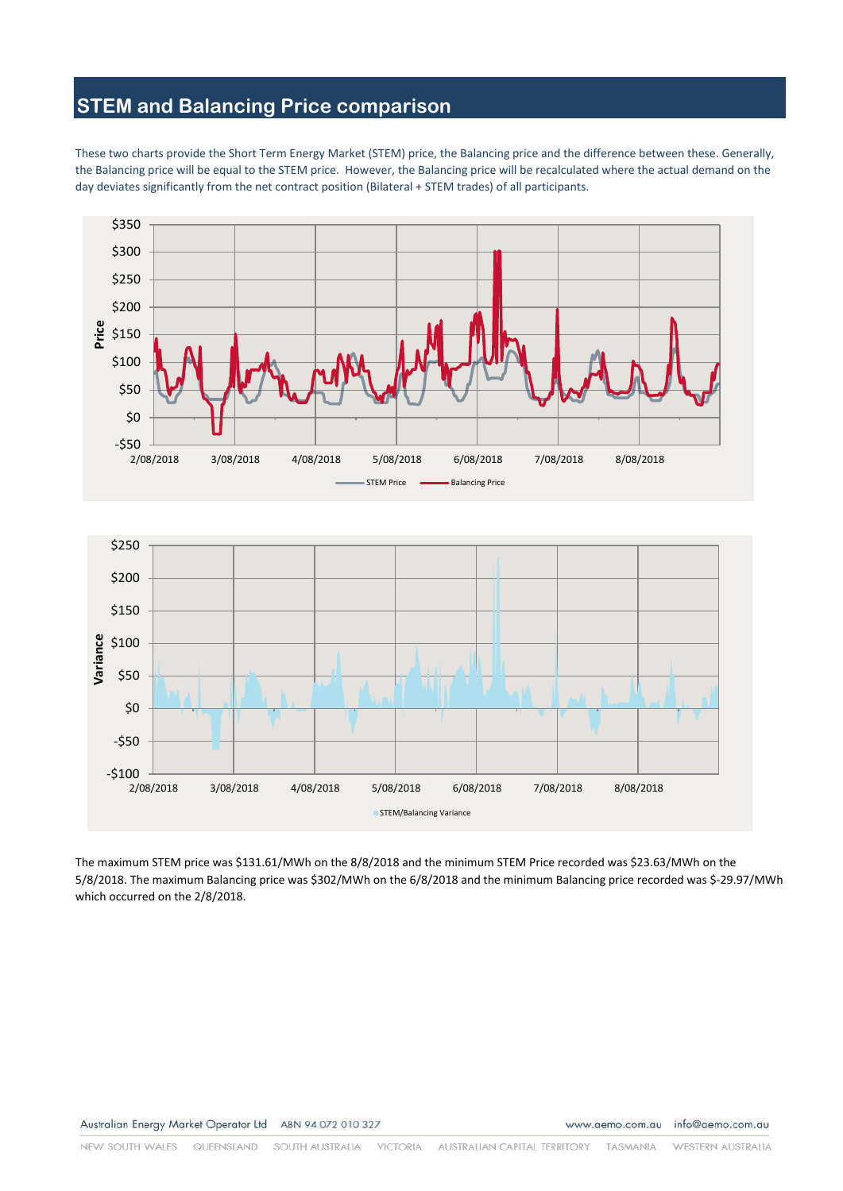# STEM and Balancing Price comparison

These two charts provide the Short Term Energy Market (STEM) price, the Balancing price and the difference between these. Generally, the Balancing price will be equal to the STEM price. However, the Balancing price will be recalculated where the actual demand on the day deviates significantly from the net contract position (Bilateral + STEM trades) of all participants.

Price

$350
$300
$250
$200
$150
$100
$50
$0
-$50

2/08/2018 3/08/2018 4/08/2018 5/08/2018 6/08/2018 7/08/2018 8/08/2018

STEM Price — Balancing Price

Variance

$250
$200
$150
$100
$50
$0
-$50
-$100

2/08/2018 3/08/2018 4/08/2018 5/08/2018 6/08/2018 7/08/2018 8/08/2018

STEM/Balancing Variance

The maximum STEM price was $131.61/MWh on the 8/8/2018 and the minimum STEM Price recorded was $23.63/MWh on the 5/8/2018. The maximum Balancing price was $302/MWh on the 6/8/2018 and the minimum Balancing price recorded was $-29.97/MWh which occurred on the 2/8/2018.